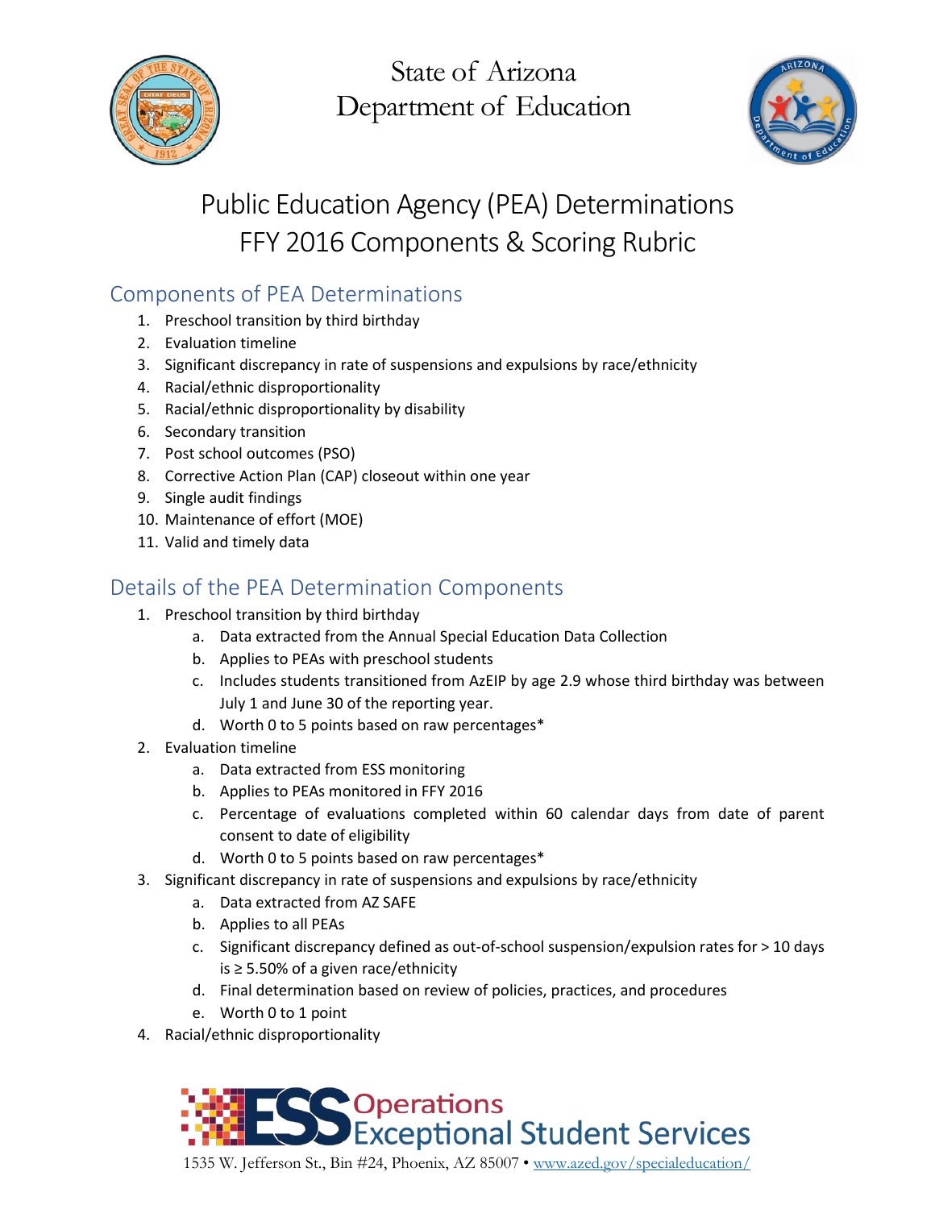State of Arizona
Department of Education

# Public Education Agency (PEA) Determinations FFY 2016 Components & Scoring Rubric

## Components of PEA Determinations

1. Preschool transition by third birthday
2. Evaluation timeline
3. Significant discrepancy in rate of suspensions and expulsions by race/ethnicity
4. Racial/ethnic disproportionality
5. Racial/ethnic disproportionality by disability
6. Secondary transition
7. Post school outcomes (PSO)
8. Corrective Action Plan (CAP) closeout within one year
9. Single audit findings
10. Maintenance of effort (MOE)
11. Valid and timely data

## Details of the PEA Determination Components

1. Preschool transition by third birthday
   a. Data extracted from the Annual Special Education Data Collection
   b. Applies to PEAs with preschool students
   c. Includes students transitioned from AzEIP by age 2.9 whose third birthday was between July 1 and June 30 of the reporting year.
   d. Worth 0 to 5 points based on raw percentages*
2. Evaluation timeline
   a. Data extracted from ESS monitoring
   b. Applies to PEAs monitored in FFY 2016
   c. Percentage of evaluations completed within 60 calendar days from date of parent consent to date of eligibility
   d. Worth 0 to 5 points based on raw percentages*
3. Significant discrepancy in rate of suspensions and expulsions by race/ethnicity
   a. Data extracted from AZ SAFE
   b. Applies to all PEAs
   c. Significant discrepancy defined as out-of-school suspension/expulsion rates for > 10 days is ≥ 5.50% of a given race/ethnicity
   d. Final determination based on review of policies, practices, and procedures
   e. Worth 0 to 1 point
4. Racial/ethnic disproportionality

ESS Operations Exceptional Student Services
1535 W. Jefferson St., Bin #24, Phoenix, AZ 85007 • www.azed.gov/specialeducation/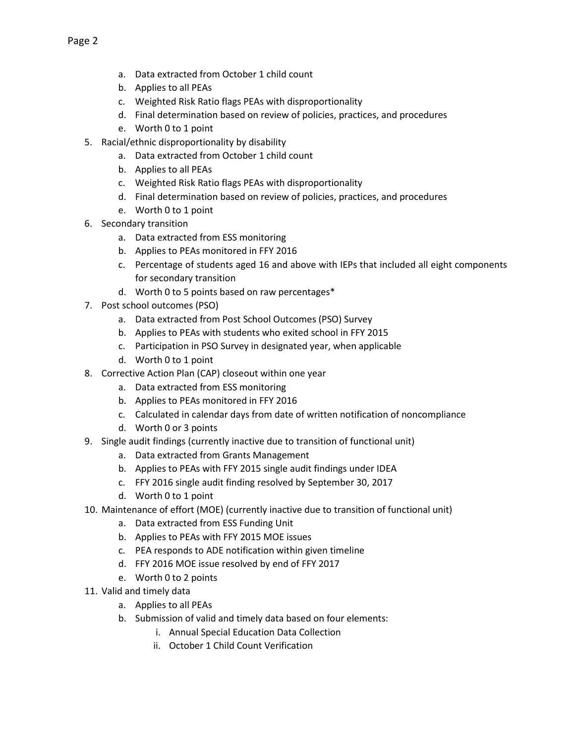a. Data extracted from October 1 child count
   b. Applies to all PEAs
   c. Weighted Risk Ratio flags PEAs with disproportionality
   d. Final determination based on review of policies, practices, and procedures
   e. Worth 0 to 1 point
5. Racial/ethnic disproportionality by disability
   a. Data extracted from October 1 child count
   b. Applies to all PEAs
   c. Weighted Risk Ratio flags PEAs with disproportionality
   d. Final determination based on review of policies, practices, and procedures
   e. Worth 0 to 1 point
6. Secondary transition
   a. Data extracted from ESS monitoring
   b. Applies to PEAs monitored in FFY 2016
   c. Percentage of students aged 16 and above with IEPs that included all eight components for secondary transition
   d. Worth 0 to 5 points based on raw percentages*
7. Post school outcomes (PSO)
   a. Data extracted from Post School Outcomes (PSO) Survey
   b. Applies to PEAs with students who exited school in FFY 2015
   c. Participation in PSO Survey in designated year, when applicable
   d. Worth 0 to 1 point
8. Corrective Action Plan (CAP) closeout within one year
   a. Data extracted from ESS monitoring
   b. Applies to PEAs monitored in FFY 2016
   c. Calculated in calendar days from date of written notification of noncompliance
   d. Worth 0 or 3 points
9. Single audit findings (currently inactive due to transition of functional unit)
   a. Data extracted from Grants Management
   b. Applies to PEAs with FFY 2015 single audit findings under IDEA
   c. FFY 2016 single audit finding resolved by September 30, 2017
   d. Worth 0 to 1 point
10. Maintenance of effort (MOE) (currently inactive due to transition of functional unit)
    a. Data extracted from ESS Funding Unit
    b. Applies to PEAs with FFY 2015 MOE issues
    c. PEA responds to ADE notification within given timeline
    d. FFY 2016 MOE issue resolved by end of FFY 2017
    e. Worth 0 to 2 points
11. Valid and timely data
    a. Applies to all PEAs
    b. Submission of valid and timely data based on four elements:
       i. Annual Special Education Data Collection
       ii. October 1 Child Count Verification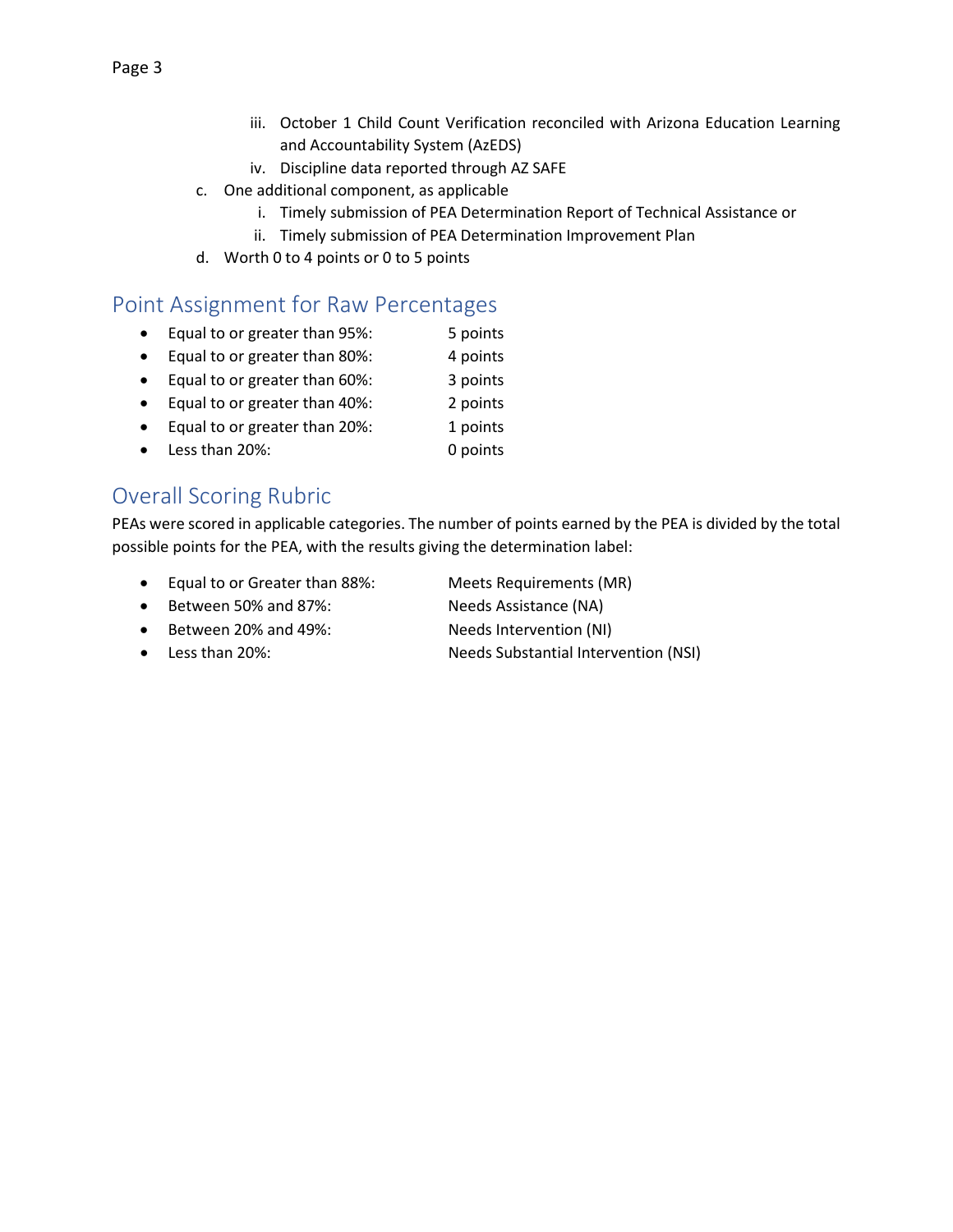iii. October 1 Child Count Verification reconciled with Arizona Education Learning and Accountability System (AzEDS)
   iv. Discipline data reported through AZ SAFE

c. One additional component, as applicable
   i. Timely submission of PEA Determination Report of Technical Assistance or
   ii. Timely submission of PEA Determination Improvement Plan

d. Worth 0 to 4 points or 0 to 5 points

## Point Assignment for Raw Percentages

- Equal to or greater than 95%: 5 points
- Equal to or greater than 80%: 4 points
- Equal to or greater than 60%: 3 points
- Equal to or greater than 40%: 2 points
- Equal to or greater than 20%: 1 points
- Less than 20%: 0 points

## Overall Scoring Rubric

PEAs were scored in applicable categories. The number of points earned by the PEA is divided by the total possible points for the PEA, with the results giving the determination label:

- Equal to or Greater than 88%: Meets Requirements (MR)
- Between 50% and 87%: Needs Assistance (NA)
- Between 20% and 49%: Needs Intervention (NI)
- Less than 20%: Needs Substantial Intervention (NSI)